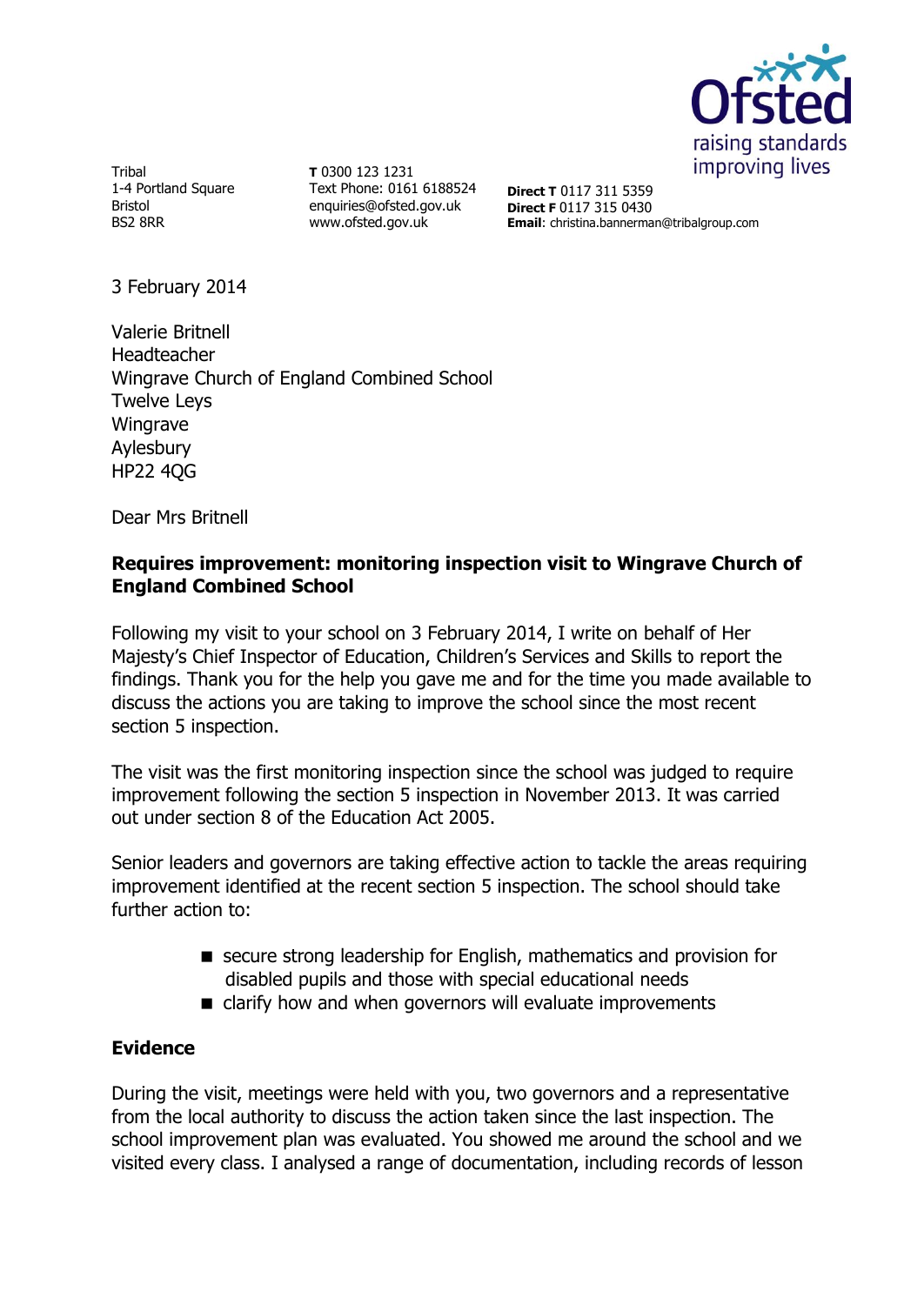Tribal
1-4 Portland Square
Bristol
BS2 8RR

**T** 0300 123 1231
Text Phone: 0161 6188524
enquiries@ofsted.gov.uk
www.ofsted.gov.uk

**Direct T** 0117 311 5359
**Direct F** 0117 315 0430
**Email**: christina.bannerman@tribalgroup.com

3 February 2014

Valerie Britnell
Headteacher
Wingrave Church of England Combined School
Twelve Leys
Wingrave
Aylesbury
HP22 4QG

Dear Mrs Britnell

**Requires improvement: monitoring inspection visit to Wingrave Church of England Combined School**

Following my visit to your school on 3 February 2014, I write on behalf of Her Majesty's Chief Inspector of Education, Children's Services and Skills to report the findings. Thank you for the help you gave me and for the time you made available to discuss the actions you are taking to improve the school since the most recent section 5 inspection.

The visit was the first monitoring inspection since the school was judged to require improvement following the section 5 inspection in November 2013. It was carried out under section 8 of the Education Act 2005.

Senior leaders and governors are taking effective action to tackle the areas requiring improvement identified at the recent section 5 inspection. The school should take further action to:

- secure strong leadership for English, mathematics and provision for disabled pupils and those with special educational needs
- clarify how and when governors will evaluate improvements

**Evidence**

During the visit, meetings were held with you, two governors and a representative from the local authority to discuss the action taken since the last inspection. The school improvement plan was evaluated. You showed me around the school and we visited every class. I analysed a range of documentation, including records of lesson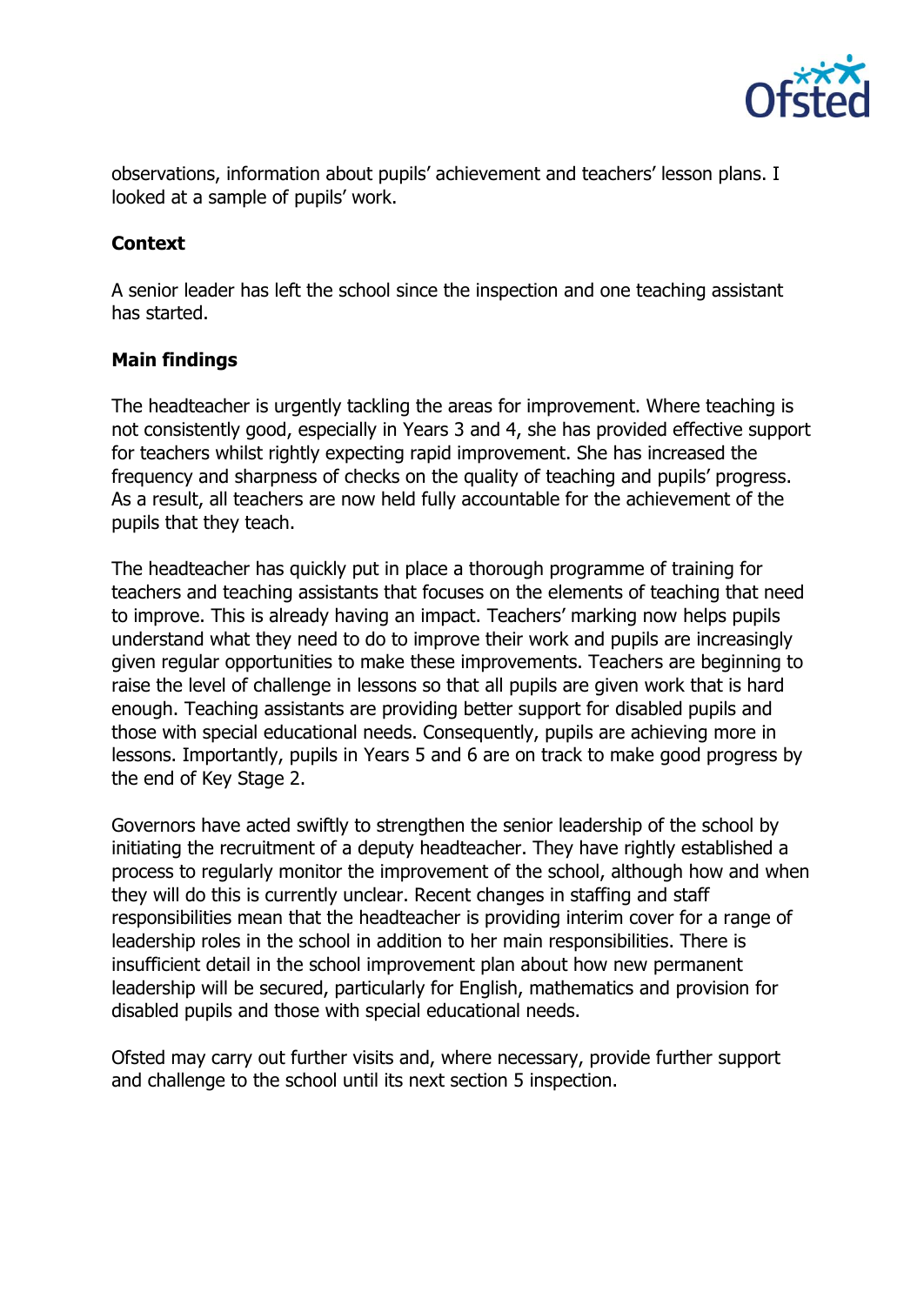observations, information about pupils' achievement and teachers' lesson plans. I looked at a sample of pupils' work.

**Context**

A senior leader has left the school since the inspection and one teaching assistant has started.

**Main findings**

The headteacher is urgently tackling the areas for improvement. Where teaching is not consistently good, especially in Years 3 and 4, she has provided effective support for teachers whilst rightly expecting rapid improvement. She has increased the frequency and sharpness of checks on the quality of teaching and pupils' progress. As a result, all teachers are now held fully accountable for the achievement of the pupils that they teach.

The headteacher has quickly put in place a thorough programme of training for teachers and teaching assistants that focuses on the elements of teaching that need to improve. This is already having an impact. Teachers' marking now helps pupils understand what they need to do to improve their work and pupils are increasingly given regular opportunities to make these improvements. Teachers are beginning to raise the level of challenge in lessons so that all pupils are given work that is hard enough. Teaching assistants are providing better support for disabled pupils and those with special educational needs. Consequently, pupils are achieving more in lessons. Importantly, pupils in Years 5 and 6 are on track to make good progress by the end of Key Stage 2.

Governors have acted swiftly to strengthen the senior leadership of the school by initiating the recruitment of a deputy headteacher. They have rightly established a process to regularly monitor the improvement of the school, although how and when they will do this is currently unclear. Recent changes in staffing and staff responsibilities mean that the headteacher is providing interim cover for a range of leadership roles in the school in addition to her main responsibilities. There is insufficient detail in the school improvement plan about how new permanent leadership will be secured, particularly for English, mathematics and provision for disabled pupils and those with special educational needs.

Ofsted may carry out further visits and, where necessary, provide further support and challenge to the school until its next section 5 inspection.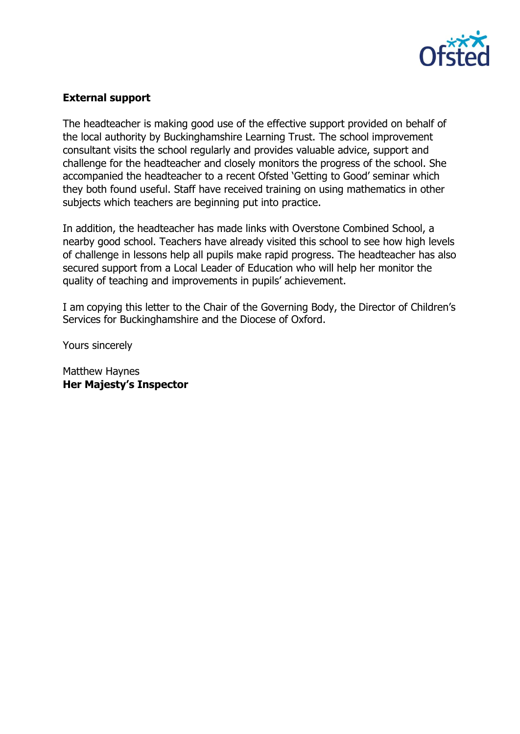**External support**

The headteacher is making good use of the effective support provided on behalf of the local authority by Buckinghamshire Learning Trust. The school improvement consultant visits the school regularly and provides valuable advice, support and challenge for the headteacher and closely monitors the progress of the school. She accompanied the headteacher to a recent Ofsted 'Getting to Good' seminar which they both found useful. Staff have received training on using mathematics in other subjects which teachers are beginning put into practice.

In addition, the headteacher has made links with Overstone Combined School, a nearby good school. Teachers have already visited this school to see how high levels of challenge in lessons help all pupils make rapid progress. The headteacher has also secured support from a Local Leader of Education who will help her monitor the quality of teaching and improvements in pupils' achievement.

I am copying this letter to the Chair of the Governing Body, the Director of Children's Services for Buckinghamshire and the Diocese of Oxford.

Yours sincerely

Matthew Haynes
**Her Majesty's Inspector**